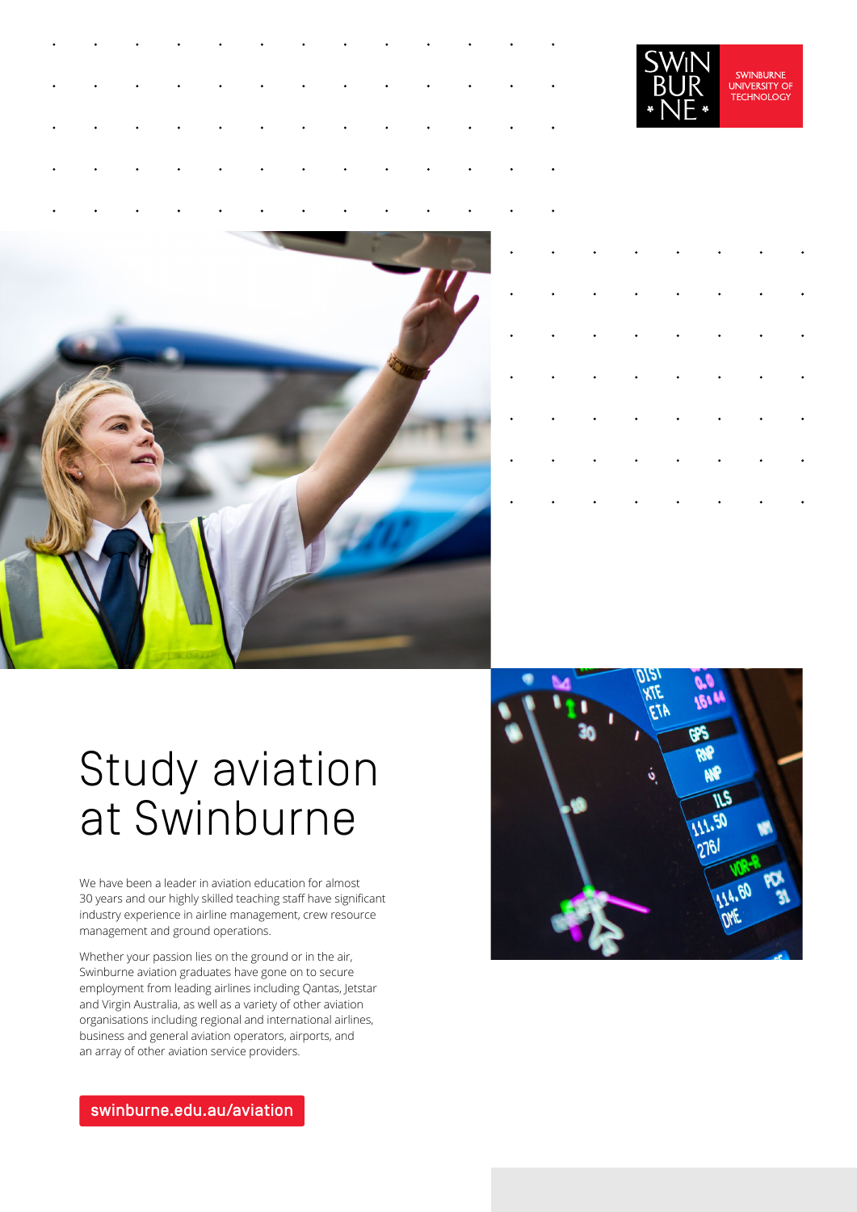# Study aviation at Swinburne

We have been a leader in aviation education for almost 30 years and our highly skilled teaching staff have significant industry experience in airline management, crew resource management and ground operations.

Whether your passion lies on the ground or in the air, Swinburne aviation graduates have gone on to secure employment from leading airlines including Qantas, Jetstar and Virgin Australia, as well as a variety of other aviation organisations including regional and international airlines, business and general aviation operators, airports, and an array of other aviation service providers.

**swinburne.edu.au/aviation**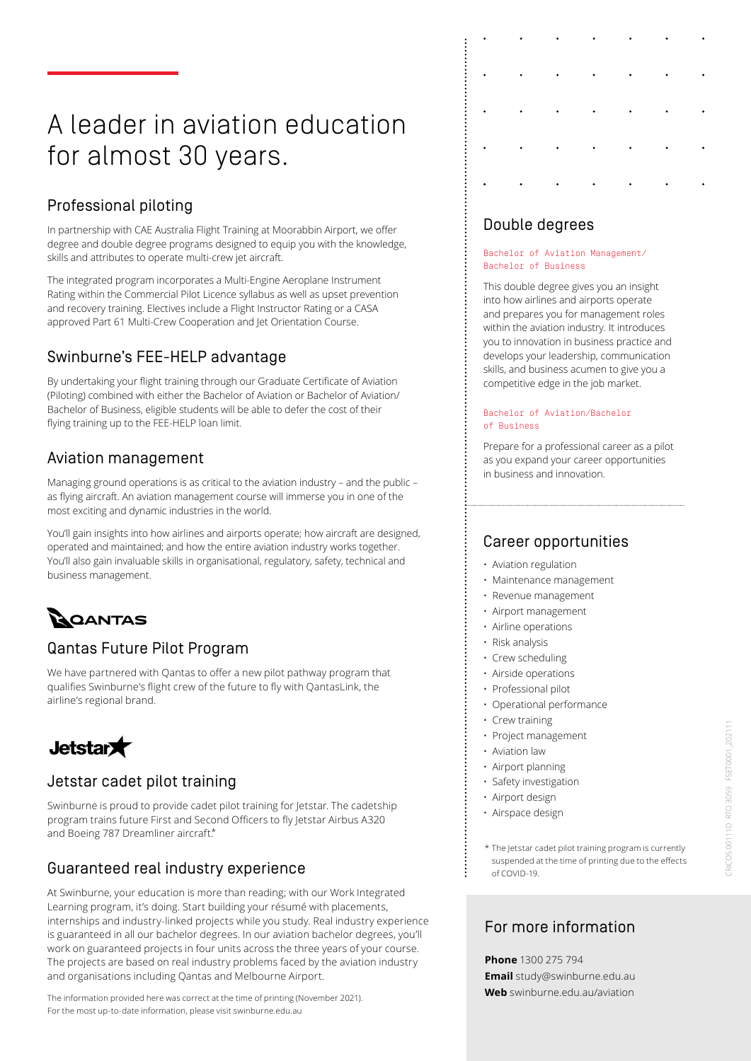# A leader in aviation education for almost 30 years.

## Professional piloting

In partnership with CAE Australia Flight Training at Moorabbin Airport, we offer degree and double degree programs designed to equip you with the knowledge, skills and attributes to operate multi-crew jet aircraft.

The integrated program incorporates a Multi-Engine Aeroplane Instrument Rating within the Commercial Pilot Licence syllabus as well as upset prevention and recovery training. Electives include a Flight Instructor Rating or a CASA approved Part 61 Multi-Crew Cooperation and Jet Orientation Course.

## Swinburne's FEE-HELP advantage

By undertaking your flight training through our Graduate Certificate of Aviation (Piloting) combined with either the Bachelor of Aviation or Bachelor of Aviation/ Bachelor of Business, eligible students will be able to defer the cost of their flying training up to the FEE-HELP loan limit.

## Aviation management

Managing ground operations is as critical to the aviation industry – and the public – as flying aircraft. An aviation management course will immerse you in one of the most exciting and dynamic industries in the world.

You'll gain insights into how airlines and airports operate; how aircraft are designed, operated and maintained; and how the entire aviation industry works together. You'll also gain invaluable skills in organisational, regulatory, safety, technical and business management.

QANTAS

## Qantas Future Pilot Program

We have partnered with Qantas to offer a new pilot pathway program that qualifies Swinburne's flight crew of the future to fly with QantasLink, the airline's regional brand.

Jetstar

## Jetstar cadet pilot training

Swinburne is proud to provide cadet pilot training for Jetstar. The cadetship program trains future First and Second Officers to fly Jetstar Airbus A320 and Boeing 787 Dreamliner aircraft.*

## Guaranteed real industry experience

At Swinburne, your education is more than reading; with our Work Integrated Learning program, it's doing. Start building your résumé with placements, internships and industry-linked projects while you study. Real industry experience is guaranteed in all our bachelor degrees. In our aviation bachelor degrees, you'll work on guaranteed projects in four units across the three years of your course. The projects are based on real industry problems faced by the aviation industry and organisations including Qantas and Melbourne Airport.

The information provided here was correct at the time of printing (November 2021). For the most up-to-date information, please visit swinburne.edu.au

## Double degrees

Bachelor of Aviation Management/ Bachelor of Business

This double degree gives you an insight into how airlines and airports operate and prepares you for management roles within the aviation industry. It introduces you to innovation in business practice and develops your leadership, communication skills, and business acumen to give you a competitive edge in the job market.

Bachelor of Aviation/Bachelor of Business

Prepare for a professional career as a pilot as you expand your career opportunities in business and innovation.

## Career opportunities

- Aviation regulation
- Maintenance management
- Revenue management
- Airport management
- Airline operations
- Risk analysis
- Crew scheduling
- Airside operations
- Professional pilot
- Operational performance
- Crew training
- Project management
- Aviation law
- Airport planning
- Safety investigation
- Airport design
- Airspace design

* The Jetstar cadet pilot training program is currently suspended at the time of printing due to the effects of COVID-19.

## For more information

**Phone** 1300 275 794
**Email** study@swinburne.edu.au
**Web** swinburne.edu.au/aviation

CRICOS 00111D RTO 3059 FSET0001_202111